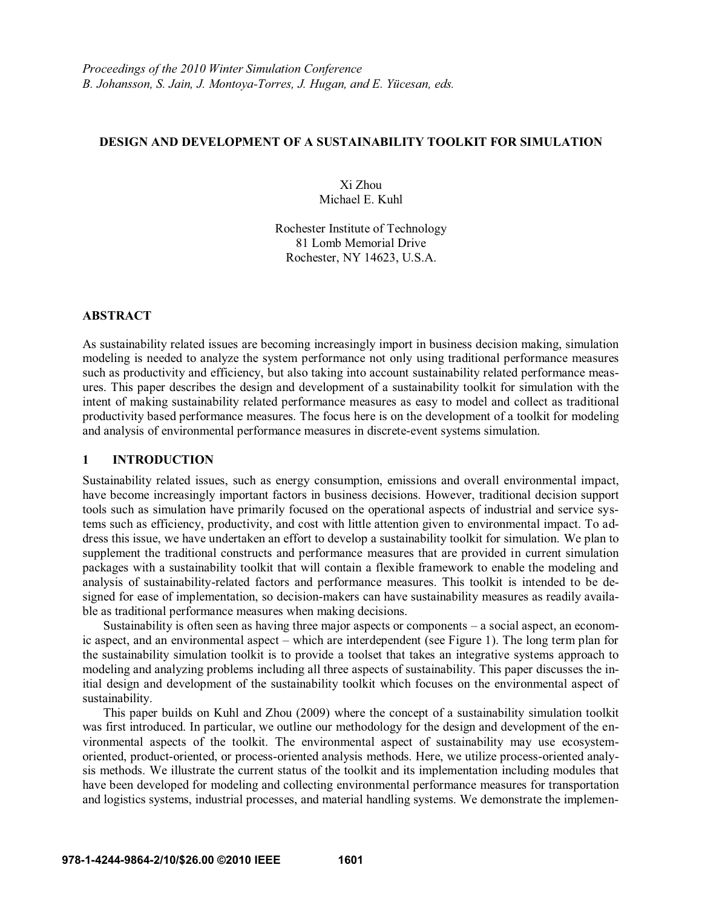*Proceedings of the 2010 Winter Simulation Conference*
*B. Johansson, S. Jain, J. Montoya-Torres, J. Hugan, and E. Yücesan, eds.*

# DESIGN AND DEVELOPMENT OF A SUSTAINABILITY TOOLKIT FOR SIMULATION

Xi Zhou
Michael E. Kuhl

Rochester Institute of Technology
81 Lomb Memorial Drive
Rochester, NY 14623, U.S.A.

## ABSTRACT

As sustainability related issues are becoming increasingly import in business decision making, simulation modeling is needed to analyze the system performance not only using traditional performance measures such as productivity and efficiency, but also taking into account sustainability related performance measures. This paper describes the design and development of a sustainability toolkit for simulation with the intent of making sustainability related performance measures as easy to model and collect as traditional productivity based performance measures. The focus here is on the development of a toolkit for modeling and analysis of environmental performance measures in discrete-event systems simulation.

## 1 INTRODUCTION

Sustainability related issues, such as energy consumption, emissions and overall environmental impact, have become increasingly important factors in business decisions. However, traditional decision support tools such as simulation have primarily focused on the operational aspects of industrial and service systems such as efficiency, productivity, and cost with little attention given to environmental impact. To address this issue, we have undertaken an effort to develop a sustainability toolkit for simulation. We plan to supplement the traditional constructs and performance measures that are provided in current simulation packages with a sustainability toolkit that will contain a flexible framework to enable the modeling and analysis of sustainability-related factors and performance measures. This toolkit is intended to be designed for ease of implementation, so decision-makers can have sustainability measures as readily available as traditional performance measures when making decisions.

Sustainability is often seen as having three major aspects or components – a social aspect, an economic aspect, and an environmental aspect – which are interdependent (see Figure 1). The long term plan for the sustainability simulation toolkit is to provide a toolset that takes an integrative systems approach to modeling and analyzing problems including all three aspects of sustainability. This paper discusses the initial design and development of the sustainability toolkit which focuses on the environmental aspect of sustainability.

This paper builds on Kuhl and Zhou (2009) where the concept of a sustainability simulation toolkit was first introduced. In particular, we outline our methodology for the design and development of the environmental aspects of the toolkit. The environmental aspect of sustainability may use ecosystem-oriented, product-oriented, or process-oriented analysis methods. Here, we utilize process-oriented analysis methods. We illustrate the current status of the toolkit and its implementation including modules that have been developed for modeling and collecting environmental performance measures for transportation and logistics systems, industrial processes, and material handling systems. We demonstrate the implemen-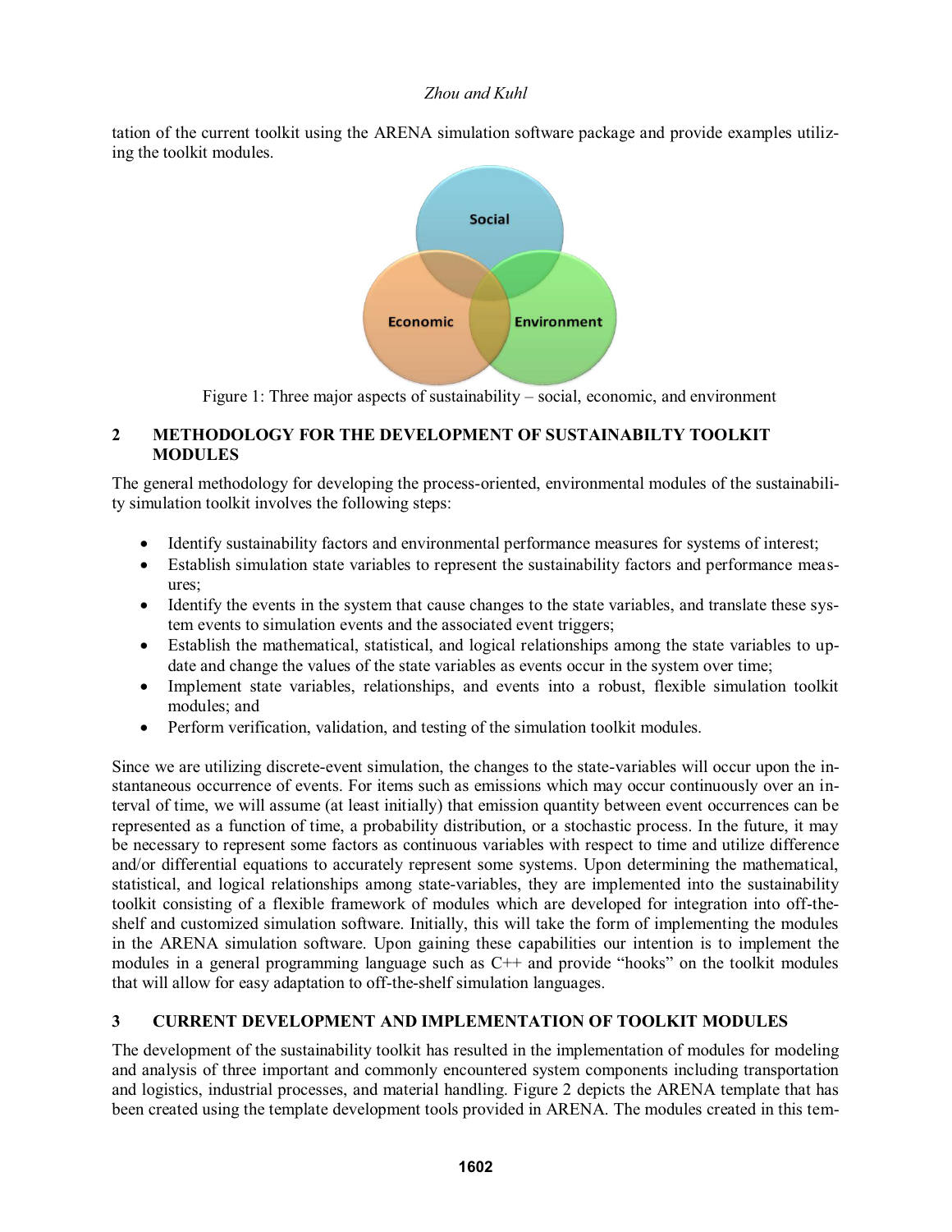tation of the current toolkit using the ARENA simulation software package and provide examples utilizing the toolkit modules.

Social

Economic

Environment

Figure 1: Three major aspects of sustainability – social, economic, and environment

## 2 METHODOLOGY FOR THE DEVELOPMENT OF SUSTAINABILTY TOOLKIT MODULES

The general methodology for developing the process-oriented, environmental modules of the sustainability simulation toolkit involves the following steps:

- Identify sustainability factors and environmental performance measures for systems of interest;
- Establish simulation state variables to represent the sustainability factors and performance measures;
- Identify the events in the system that cause changes to the state variables, and translate these system events to simulation events and the associated event triggers;
- Establish the mathematical, statistical, and logical relationships among the state variables to update and change the values of the state variables as events occur in the system over time;
- Implement state variables, relationships, and events into a robust, flexible simulation toolkit modules; and
- Perform verification, validation, and testing of the simulation toolkit modules.

Since we are utilizing discrete-event simulation, the changes to the state-variables will occur upon the instantaneous occurrence of events. For items such as emissions which may occur continuously over an interval of time, we will assume (at least initially) that emission quantity between event occurrences can be represented as a function of time, a probability distribution, or a stochastic process. In the future, it may be necessary to represent some factors as continuous variables with respect to time and utilize difference and/or differential equations to accurately represent some systems. Upon determining the mathematical, statistical, and logical relationships among state-variables, they are implemented into the sustainability toolkit consisting of a flexible framework of modules which are developed for integration into off-the-shelf and customized simulation software. Initially, this will take the form of implementing the modules in the ARENA simulation software. Upon gaining these capabilities our intention is to implement the modules in a general programming language such as C++ and provide "hooks" on the toolkit modules that will allow for easy adaptation to off-the-shelf simulation languages.

## 3 CURRENT DEVELOPMENT AND IMPLEMENTATION OF TOOLKIT MODULES

The development of the sustainability toolkit has resulted in the implementation of modules for modeling and analysis of three important and commonly encountered system components including transportation and logistics, industrial processes, and material handling. Figure 2 depicts the ARENA template that has been created using the template development tools provided in ARENA. The modules created in this tem-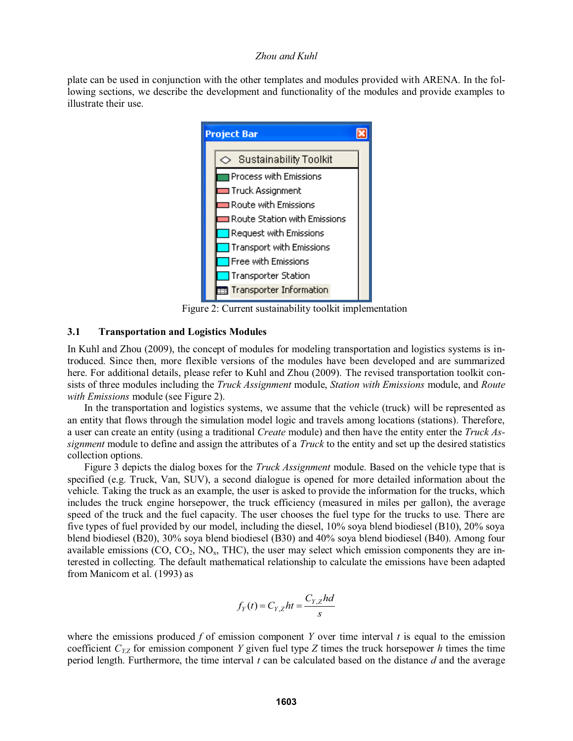plate can be used in conjunction with the other templates and modules provided with ARENA. In the following sections, we describe the development and functionality of the modules and provide examples to illustrate their use.

Figure 2: Current sustainability toolkit implementation

### 3.1 Transportation and Logistics Modules

In Kuhl and Zhou (2009), the concept of modules for modeling transportation and logistics systems is introduced. Since then, more flexible versions of the modules have been developed and are summarized here. For additional details, please refer to Kuhl and Zhou (2009). The revised transportation toolkit consists of three modules including the *Truck Assignment* module, *Station with Emissions* module, and *Route with Emissions* module (see Figure 2).

In the transportation and logistics systems, we assume that the vehicle (truck) will be represented as an entity that flows through the simulation model logic and travels among locations (stations). Therefore, a user can create an entity (using a traditional *Create* module) and then have the entity enter the *Truck Assignment* module to define and assign the attributes of a *Truck* to the entity and set up the desired statistics collection options.

Figure 3 depicts the dialog boxes for the *Truck Assignment* module. Based on the vehicle type that is specified (e.g. Truck, Van, SUV), a second dialogue is opened for more detailed information about the vehicle. Taking the truck as an example, the user is asked to provide the information for the trucks, which includes the truck engine horsepower, the truck efficiency (measured in miles per gallon), the average speed of the truck and the fuel capacity. The user chooses the fuel type for the trucks to use. There are five types of fuel provided by our model, including the diesel, 10% soya blend biodiesel (B10), 20% soya blend biodiesel (B20), 30% soya blend biodiesel (B30) and 40% soya blend biodiesel (B40). Among four available emissions (CO, $CO_2$, $NO_x$, THC), the user may select which emission components they are interested in collecting. The default mathematical relationship to calculate the emissions have been adapted from Manicom et al. (1993) as

$$f_Y(t) = C_{Y,Z}ht = \frac{C_{Y,Z}hd}{s}$$

where the emissions produced $f$ of emission component $Y$ over time interval $t$ is equal to the emission coefficient $C_{Y,Z}$ for emission component $Y$ given fuel type $Z$ times the truck horsepower $h$ times the time period length. Furthermore, the time interval $t$ can be calculated based on the distance $d$ and the average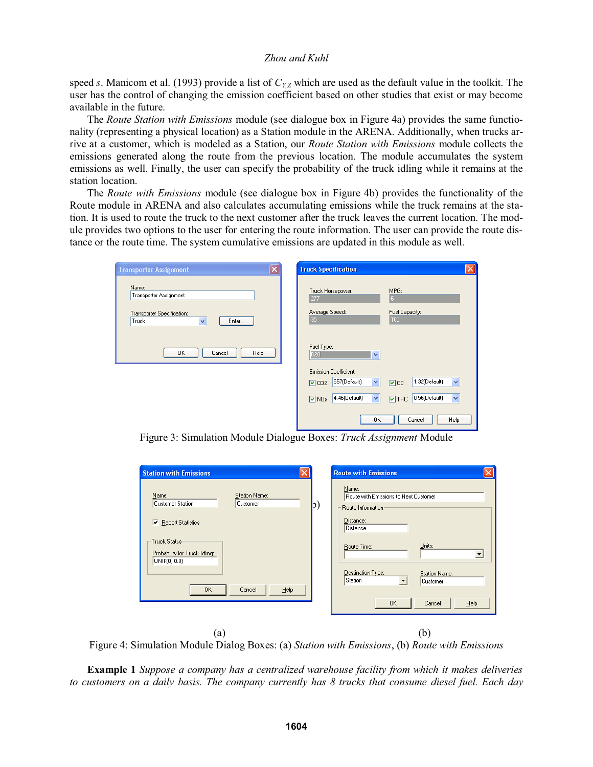speed *s*. Manicom et al. (1993) provide a list of $C_{Y,Z}$ which are used as the default value in the toolkit. The user has the control of changing the emission coefficient based on other studies that exist or may become available in the future.

The *Route Station with Emissions* module (see dialogue box in Figure 4a) provides the same functionality (representing a physical location) as a Station module in the ARENA. Additionally, when trucks arrive at a customer, which is modeled as a Station, our *Route Station with Emissions* module collects the emissions generated along the route from the previous location. The module accumulates the system emissions as well. Finally, the user can specify the probability of the truck idling while it remains at the station location.

The *Route with Emissions* module (see dialogue box in Figure 4b) provides the functionality of the Route module in ARENA and also calculates accumulating emissions while the truck remains at the station. It is used to route the truck to the next customer after the truck leaves the current location. The module provides two options to the user for entering the route information. The user can provide the route distance or the route time. The system cumulative emissions are updated in this module as well.

Figure 3: Simulation Module Dialogue Boxes: *Truck Assignment* Module

(a) (b)

Figure 4: Simulation Module Dialog Boxes: (a) *Station with Emissions*, (b) *Route with Emissions*

**Example 1** *Suppose a company has a centralized warehouse facility from which it makes deliveries to customers on a daily basis. The company currently has 8 trucks that consume diesel fuel. Each day*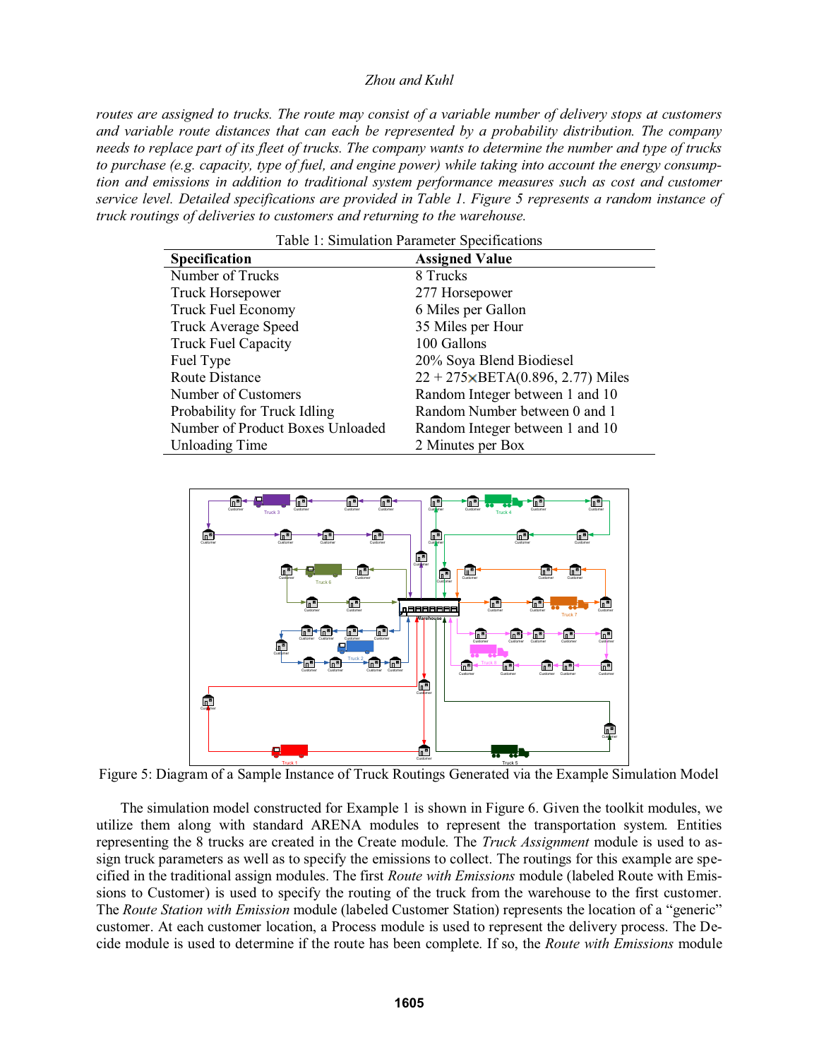*routes are assigned to trucks. The route may consist of a variable number of delivery stops at customers and variable route distances that can each be represented by a probability distribution. The company needs to replace part of its fleet of trucks. The company wants to determine the number and type of trucks to purchase (e.g. capacity, type of fuel, and engine power) while taking into account the energy consumption and emissions in addition to traditional system performance measures such as cost and customer service level. Detailed specifications are provided in Table 1. Figure 5 represents a random instance of truck routings of deliveries to customers and returning to the warehouse.*

Table 1: Simulation Parameter Specifications

| Specification | Assigned Value |
|---|---|
| Number of Trucks | 8 Trucks |
| Truck Horsepower | 277 Horsepower |
| Truck Fuel Economy | 6 Miles per Gallon |
| Truck Average Speed | 35 Miles per Hour |
| Truck Fuel Capacity | 100 Gallons |
| Fuel Type | 20% Soya Blend Biodiesel |
| Route Distance | 22 + 275×BETA(0.896, 2.77) Miles |
| Number of Customers | Random Integer between 1 and 10 |
| Probability for Truck Idling | Random Number between 0 and 1 |
| Number of Product Boxes Unloaded | Random Integer between 1 and 10 |
| Unloading Time | 2 Minutes per Box |

Figure 5: Diagram of a Sample Instance of Truck Routings Generated via the Example Simulation Model

The simulation model constructed for Example 1 is shown in Figure 6. Given the toolkit modules, we utilize them along with standard ARENA modules to represent the transportation system. Entities representing the 8 trucks are created in the Create module. The *Truck Assignment* module is used to assign truck parameters as well as to specify the emissions to collect. The routings for this example are specified in the traditional assign modules. The first *Route with Emissions* module (labeled Route with Emissions to Customer) is used to specify the routing of the truck from the warehouse to the first customer. The *Route Station with Emission* module (labeled Customer Station) represents the location of a "generic" customer. At each customer location, a Process module is used to represent the delivery process. The Decide module is used to determine if the route has been complete. If so, the *Route with Emissions* module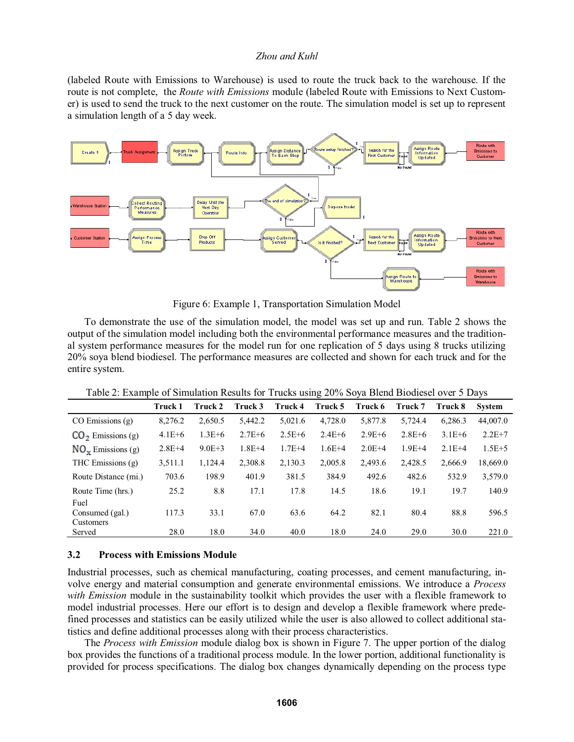(labeled Route with Emissions to Warehouse) is used to route the truck back to the warehouse. If the route is not complete, the *Route with Emissions* module (labeled Route with Emissions to Next Customer) is used to send the truck to the next customer on the route. The simulation model is set up to represent a simulation length of a 5 day week.

Figure 6: Example 1, Transportation Simulation Model

To demonstrate the use of the simulation model, the model was set up and run. Table 2 shows the output of the simulation model including both the environmental performance measures and the traditional system performance measures for the model run for one replication of 5 days using 8 trucks utilizing 20% soya blend biodiesel. The performance measures are collected and shown for each truck and for the entire system.

Table 2: Example of Simulation Results for Trucks using 20% Soya Blend Biodiesel over 5 Days

| | Truck 1 | Truck 2 | Truck 3 | Truck 4 | Truck 5 | Truck 6 | Truck 7 | Truck 8 | System |
|---|---|---|---|---|---|---|---|---|---|
| CO Emissions (g) | 8,276.2 | 2,650.5 | 5,442.2 | 5,021.6 | 4,728.0 | 5,877.8 | 5,724.4 | 6,286.3 | 44,007.0 |
| $CO_2$ Emissions (g) | 4.1E+6 | 1.3E+6 | 2.7E+6 | 2.5E+6 | 2.4E+6 | 2.9E+6 | 2.8E+6 | 3.1E+6 | 2.2E+7 |
| $NO_x$ Emissions (g) | 2.8E+4 | 9.0E+3 | 1.8E+4 | 1.7E+4 | 1.6E+4 | 2.0E+4 | 1.9E+4 | 2.1E+4 | 1.5E+5 |
| THC Emissions (g) | 3,511.1 | 1,124.4 | 2,308.8 | 2,130.3 | 2,005.8 | 2,493.6 | 2,428.5 | 2,666.9 | 18,669.0 |
| Route Distance (mi.) | 703.6 | 198.9 | 401.9 | 381.5 | 384.9 | 492.6 | 482.6 | 532.9 | 3,579.0 |
| Route Time (hrs.) | 25.2 | 8.8 | 17.1 | 17.8 | 14.5 | 18.6 | 19.1 | 19.7 | 140.9 |
| Fuel Consumed (gal.) | 117.3 | 33.1 | 67.0 | 63.6 | 64.2 | 82.1 | 80.4 | 88.8 | 596.5 |
| Customers Served | 28.0 | 18.0 | 34.0 | 40.0 | 18.0 | 24.0 | 29.0 | 30.0 | 221.0 |

### 3.2 Process with Emissions Module

Industrial processes, such as chemical manufacturing, coating processes, and cement manufacturing, involve energy and material consumption and generate environmental emissions. We introduce a *Process with Emission* module in the sustainability toolkit which provides the user with a flexible framework to model industrial processes. Here our effort is to design and develop a flexible framework where predefined processes and statistics can be easily utilized while the user is also allowed to collect additional statistics and define additional processes along with their process characteristics.

The *Process with Emission* module dialog box is shown in Figure 7. The upper portion of the dialog box provides the functions of a traditional process module. In the lower portion, additional functionality is provided for process specifications. The dialog box changes dynamically depending on the process type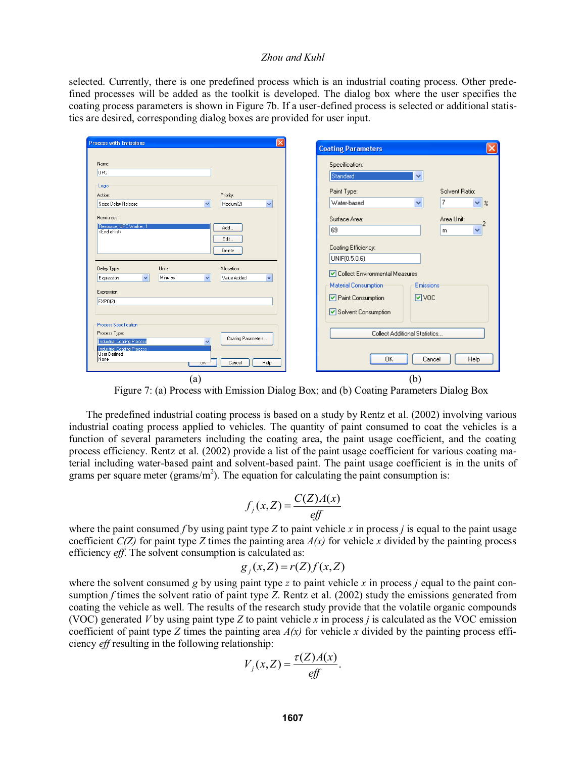selected. Currently, there is one predefined process which is an industrial coating process. Other predefined processes will be added as the toolkit is developed. The dialog box where the user specifies the coating process parameters is shown in Figure 7b. If a user-defined process is selected or additional statistics are desired, corresponding dialog boxes are provided for user input.

Figure 7: (a) Process with Emission Dialog Box; and (b) Coating Parameters Dialog Box

The predefined industrial coating process is based on a study by Rentz et al. (2002) involving various industrial coating process applied to vehicles. The quantity of paint consumed to coat the vehicles is a function of several parameters including the coating area, the paint usage coefficient, and the coating process efficiency. Rentz et al. (2002) provide a list of the paint usage coefficient for various coating material including water-based paint and solvent-based paint. The paint usage coefficient is in the units of grams per square meter (grams/m$^2$). The equation for calculating the paint consumption is:

$$f_j(x,Z) = \frac{C(Z)A(x)}{eff}$$

where the paint consumed $f$ by using paint type $Z$ to paint vehicle $x$ in process $j$ is equal to the paint usage coefficient $C(Z)$ for paint type $Z$ times the painting area $A(x)$ for vehicle $x$ divided by the painting process efficiency $eff$. The solvent consumption is calculated as:

$$g_j(x,Z) = r(Z)f(x,Z)$$

where the solvent consumed $g$ by using paint type $z$ to paint vehicle $x$ in process $j$ equal to the paint consumption $f$ times the solvent ratio of paint type $Z$. Rentz et al. (2002) study the emissions generated from coating the vehicle as well. The results of the research study provide that the volatile organic compounds (VOC) generated $V$ by using paint type $Z$ to paint vehicle $x$ in process $j$ is calculated as the VOC emission coefficient of paint type $Z$ times the painting area $A(x)$ for vehicle $x$ divided by the painting process efficiency $eff$ resulting in the following relationship:

$$V_j(x,Z) = \frac{\tau(Z)A(x)}{eff}.$$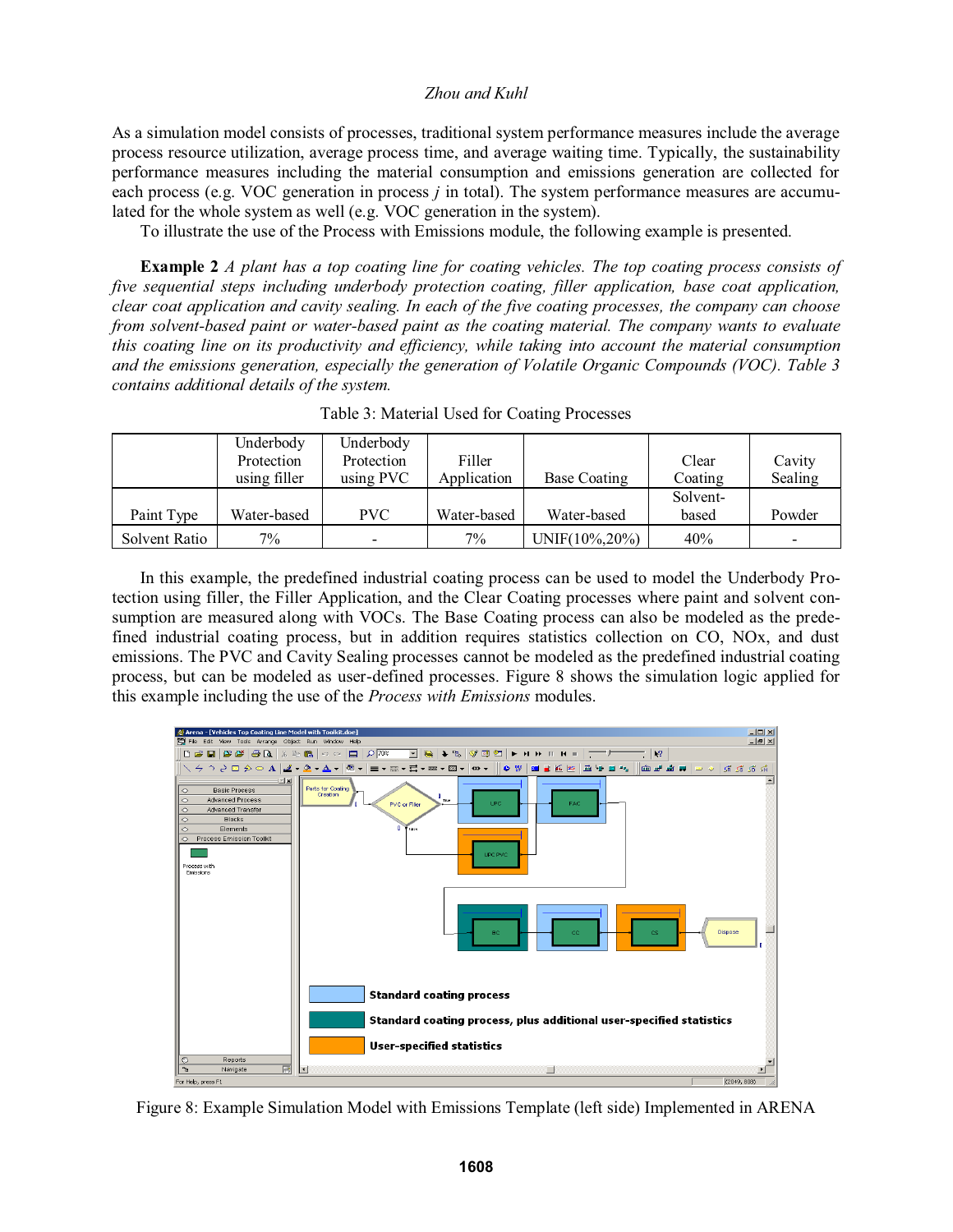As a simulation model consists of processes, traditional system performance measures include the average process resource utilization, average process time, and average waiting time. Typically, the sustainability performance measures including the material consumption and emissions generation are collected for each process (e.g. VOC generation in process *j* in total). The system performance measures are accumulated for the whole system as well (e.g. VOC generation in the system).

To illustrate the use of the Process with Emissions module, the following example is presented.

**Example 2** *A plant has a top coating line for coating vehicles. The top coating process consists of five sequential steps including underbody protection coating, filler application, base coat application, clear coat application and cavity sealing. In each of the five coating processes, the company can choose from solvent-based paint or water-based paint as the coating material. The company wants to evaluate this coating line on its productivity and efficiency, while taking into account the material consumption and the emissions generation, especially the generation of Volatile Organic Compounds (VOC). Table 3 contains additional details of the system.*

Table 3: Material Used for Coating Processes

| | Underbody Protection using filler | Underbody Protection using PVC | Filler Application | Base Coating | Clear Coating | Cavity Sealing |
|---|---|---|---|---|---|---|
| Paint Type | Water-based | PVC | Water-based | Water-based | Solvent-based | Powder |
| Solvent Ratio | 7% | - | 7% | UNIF(10%,20%) | 40% | - |

In this example, the predefined industrial coating process can be used to model the Underbody Protection using filler, the Filler Application, and the Clear Coating processes where paint and solvent consumption are measured along with VOCs. The Base Coating process can also be modeled as the predefined industrial coating process, but in addition requires statistics collection on CO, NOx, and dust emissions. The PVC and Cavity Sealing processes cannot be modeled as the predefined industrial coating process, but can be modeled as user-defined processes. Figure 8 shows the simulation logic applied for this example including the use of the *Process with Emissions* modules.

Figure 8: Example Simulation Model with Emissions Template (left side) Implemented in ARENA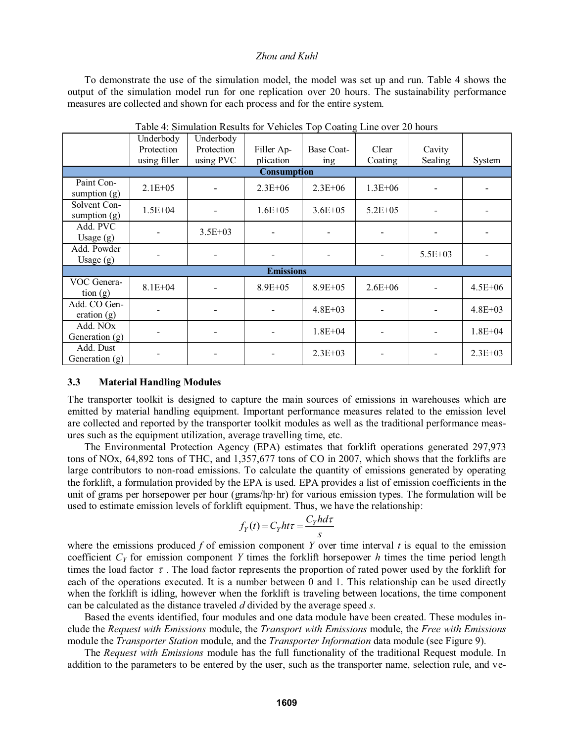To demonstrate the use of the simulation model, the model was set up and run. Table 4 shows the output of the simulation model run for one replication over 20 hours. The sustainability performance measures are collected and shown for each process and for the entire system.

Table 4: Simulation Results for Vehicles Top Coating Line over 20 hours

| | Underbody Protection using filler | Underbody Protection using PVC | Filler Application | Base Coating | Clear Coating | Cavity Sealing | System |
|---|---|---|---|---|---|---|---|
| **Consumption** | | | | | | | |
| Paint Consumption (g) | 2.1E+05 | - | 2.3E+06 | 2.3E+06 | 1.3E+06 | - | - |
| Solvent Consumption (g) | 1.5E+04 | - | 1.6E+05 | 3.6E+05 | 5.2E+05 | - | - |
| Add. PVC Usage (g) | - | 3.5E+03 | - | - | - | - | - |
| Add. Powder Usage (g) | - | - | - | - | - | 5.5E+03 | - |
| **Emissions** | | | | | | | |
| VOC Generation (g) | 8.1E+04 | - | 8.9E+05 | 8.9E+05 | 2.6E+06 | - | 4.5E+06 |
| Add. CO Generation (g) | - | - | - | 4.8E+03 | - | - | 4.8E+03 |
| Add. NOx Generation (g) | - | - | - | 1.8E+04 | - | - | 1.8E+04 |
| Add. Dust Generation (g) | - | - | - | 2.3E+03 | - | - | 2.3E+03 |

### 3.3 Material Handling Modules

The transporter toolkit is designed to capture the main sources of emissions in warehouses which are emitted by material handling equipment. Important performance measures related to the emission level are collected and reported by the transporter toolkit modules as well as the traditional performance measures such as the equipment utilization, average travelling time, etc.

The Environmental Protection Agency (EPA) estimates that forklift operations generated 297,973 tons of NOx, 64,892 tons of THC, and 1,357,677 tons of CO in 2007, which shows that the forklifts are large contributors to non-road emissions. To calculate the quantity of emissions generated by operating the forklift, a formulation provided by the EPA is used. EPA provides a list of emission coefficients in the unit of grams per horsepower per hour (grams/hp·hr) for various emission types. The formulation will be used to estimate emission levels of forklift equipment. Thus, we have the relationship:

$$f_Y(t) = C_Y h t \tau = \frac{C_Y h d \tau}{s}$$

where the emissions produced $f$ of emission component $Y$ over time interval $t$ is equal to the emission coefficient $C_Y$ for emission component $Y$ times the forklift horsepower $h$ times the time period length times the load factor $\tau$. The load factor represents the proportion of rated power used by the forklift for each of the operations executed. It is a number between 0 and 1. This relationship can be used directly when the forklift is idling, however when the forklift is traveling between locations, the time component can be calculated as the distance traveled $d$ divided by the average speed $s$.

Based the events identified, four modules and one data module have been created. These modules include the *Request with Emissions* module, the *Transport with Emissions* module, the *Free with Emissions* module the *Transporter Station* module, and the *Transporter Information* data module (see Figure 9).

The *Request with Emissions* module has the full functionality of the traditional Request module. In addition to the parameters to be entered by the user, such as the transporter name, selection rule, and ve-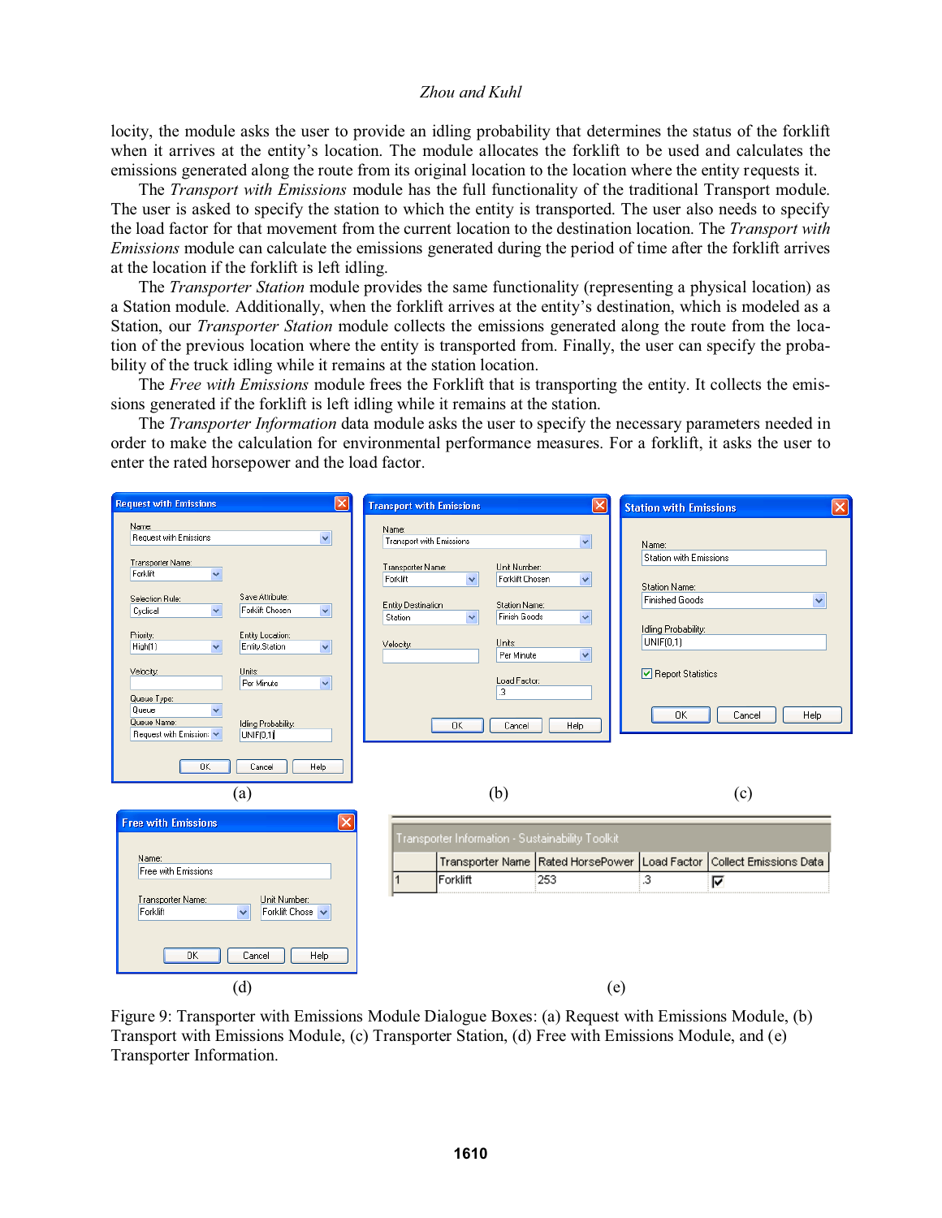locity, the module asks the user to provide an idling probability that determines the status of the forklift when it arrives at the entity's location. The module allocates the forklift to be used and calculates the emissions generated along the route from its original location to the location where the entity requests it.

The *Transport with Emissions* module has the full functionality of the traditional Transport module. The user is asked to specify the station to which the entity is transported. The user also needs to specify the load factor for that movement from the current location to the destination location. The *Transport with Emissions* module can calculate the emissions generated during the period of time after the forklift arrives at the location if the forklift is left idling.

The *Transporter Station* module provides the same functionality (representing a physical location) as a Station module. Additionally, when the forklift arrives at the entity's destination, which is modeled as a Station, our *Transporter Station* module collects the emissions generated along the route from the location of the previous location where the entity is transported from. Finally, the user can specify the probability of the truck idling while it remains at the station location.

The *Free with Emissions* module frees the Forklift that is transporting the entity. It collects the emissions generated if the forklift is left idling while it remains at the station.

The *Transporter Information* data module asks the user to specify the necessary parameters needed in order to make the calculation for environmental performance measures. For a forklift, it asks the user to enter the rated horsepower and the load factor.

Figure 9: Transporter with Emissions Module Dialogue Boxes: (a) Request with Emissions Module, (b) Transport with Emissions Module, (c) Transporter Station, (d) Free with Emissions Module, and (e) Transporter Information.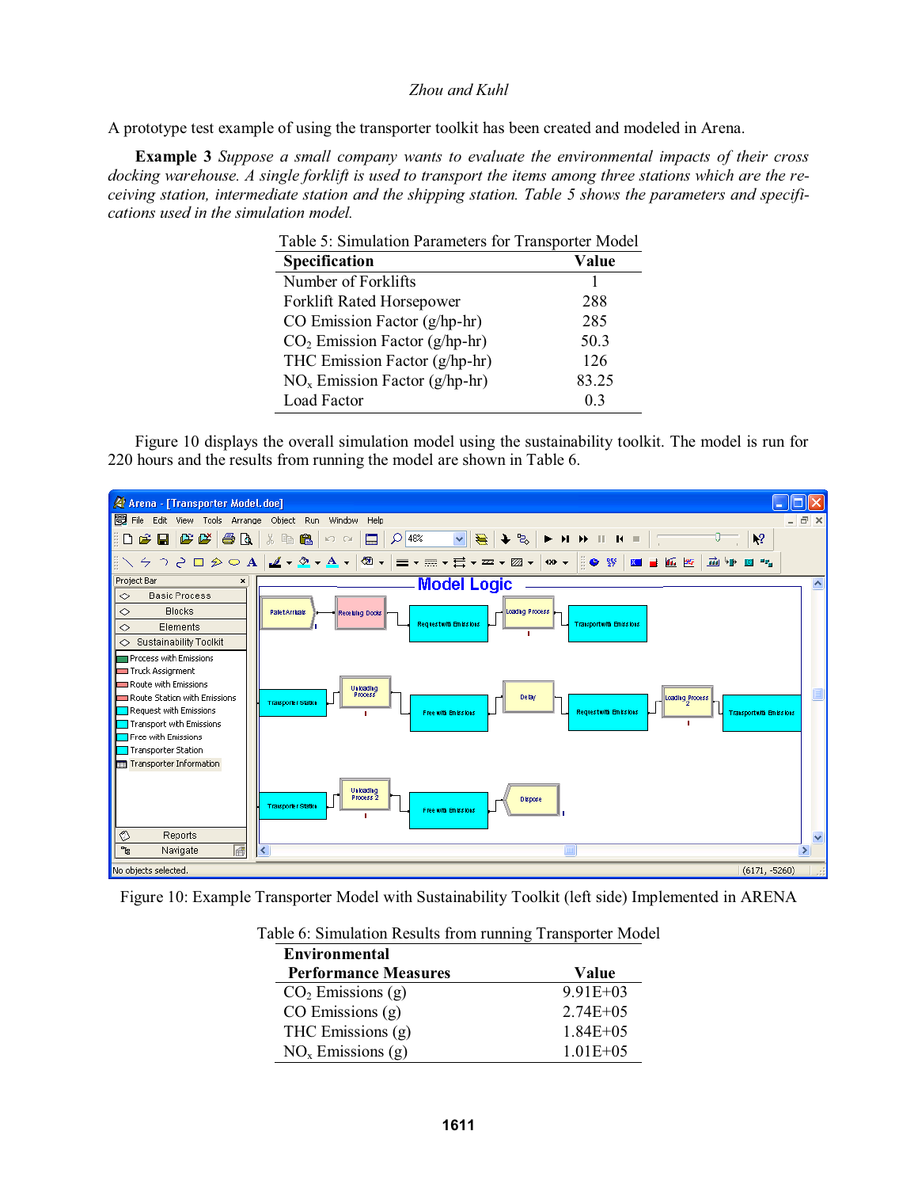A prototype test example of using the transporter toolkit has been created and modeled in Arena.

**Example 3** *Suppose a small company wants to evaluate the environmental impacts of their cross docking warehouse. A single forklift is used to transport the items among three stations which are the receiving station, intermediate station and the shipping station. Table 5 shows the parameters and specifications used in the simulation model.*

Table 5: Simulation Parameters for Transporter Model

| Specification | Value |
|---|---|
| Number of Forklifts | 1 |
| Forklift Rated Horsepower | 288 |
| CO Emission Factor (g/hp-hr) | 285 |
| $CO_2$ Emission Factor (g/hp-hr) | 50.3 |
| THC Emission Factor (g/hp-hr) | 126 |
| $NO_x$ Emission Factor (g/hp-hr) | 83.25 |
| Load Factor | 0.3 |

Figure 10 displays the overall simulation model using the sustainability toolkit. The model is run for 220 hours and the results from running the model are shown in Table 6.

Figure 10: Example Transporter Model with Sustainability Toolkit (left side) Implemented in ARENA

Table 6: Simulation Results from running Transporter Model

| Environmental Performance Measures | Value |
|---|---|
| $CO_2$ Emissions (g) | 9.91E+03 |
| CO Emissions (g) | 2.74E+05 |
| THC Emissions (g) | 1.84E+05 |
| $NO_x$ Emissions (g) | 1.01E+05 |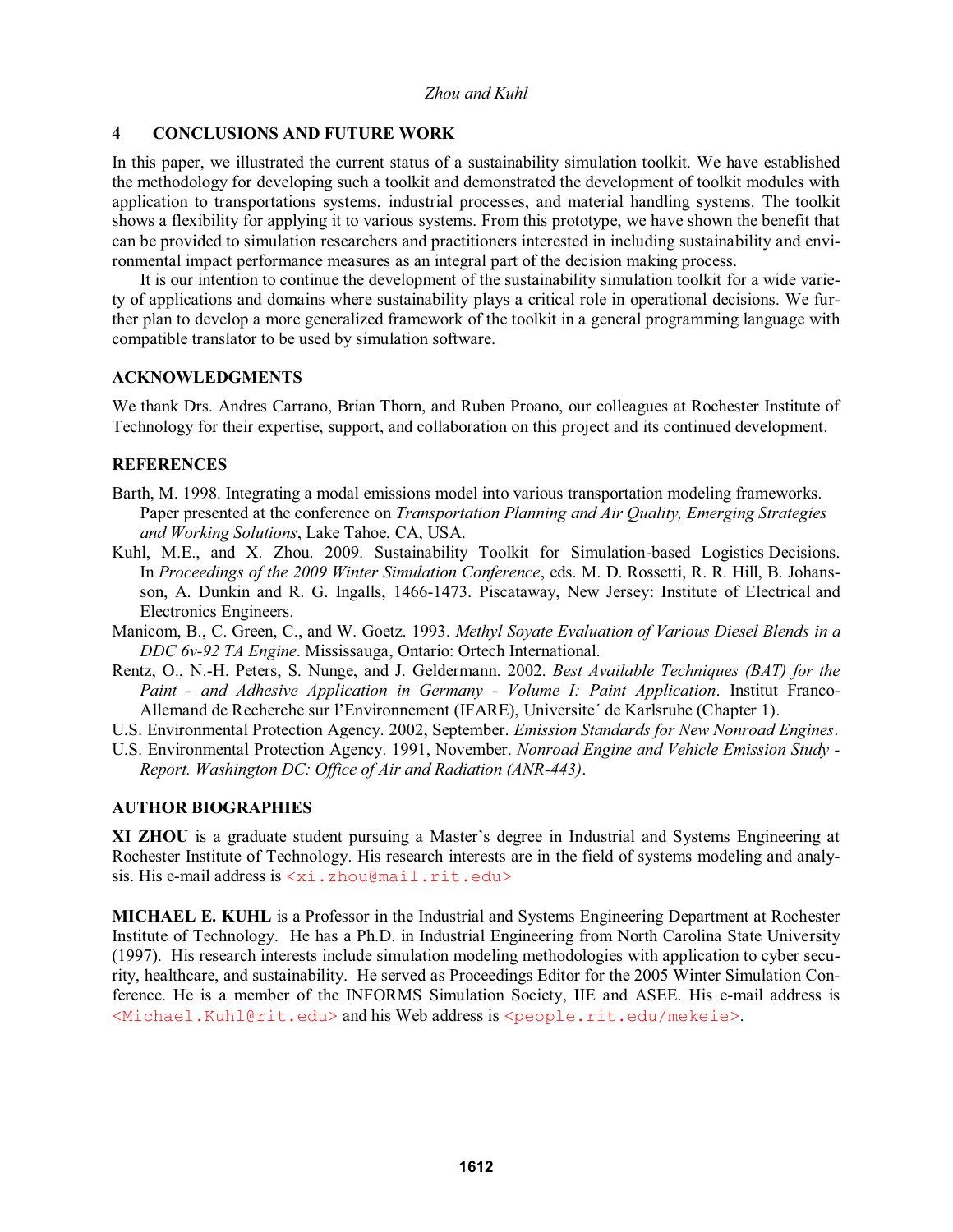## 4 CONCLUSIONS AND FUTURE WORK

In this paper, we illustrated the current status of a sustainability simulation toolkit. We have established the methodology for developing such a toolkit and demonstrated the development of toolkit modules with application to transportations systems, industrial processes, and material handling systems. The toolkit shows a flexibility for applying it to various systems. From this prototype, we have shown the benefit that can be provided to simulation researchers and practitioners interested in including sustainability and environmental impact performance measures as an integral part of the decision making process.

It is our intention to continue the development of the sustainability simulation toolkit for a wide variety of applications and domains where sustainability plays a critical role in operational decisions. We further plan to develop a more generalized framework of the toolkit in a general programming language with compatible translator to be used by simulation software.

## ACKNOWLEDGMENTS

We thank Drs. Andres Carrano, Brian Thorn, and Ruben Proano, our colleagues at Rochester Institute of Technology for their expertise, support, and collaboration on this project and its continued development.

## REFERENCES

Barth, M. 1998. Integrating a modal emissions model into various transportation modeling frameworks. Paper presented at the conference on *Transportation Planning and Air Quality, Emerging Strategies and Working Solutions*, Lake Tahoe, CA, USA.

Kuhl, M.E., and X. Zhou. 2009. Sustainability Toolkit for Simulation-based Logistics Decisions. In *Proceedings of the 2009 Winter Simulation Conference*, eds. M. D. Rossetti, R. R. Hill, B. Johansson, A. Dunkin and R. G. Ingalls, 1466-1473. Piscataway, New Jersey: Institute of Electrical and Electronics Engineers.

Manicom, B., C. Green, C., and W. Goetz. 1993. *Methyl Soyate Evaluation of Various Diesel Blends in a DDC 6v-92 TA Engine*. Mississauga, Ontario: Ortech International.

Rentz, O., N.-H. Peters, S. Nunge, and J. Geldermann. 2002. *Best Available Techniques (BAT) for the Paint - and Adhesive Application in Germany - Volume I: Paint Application*. Institut Franco-Allemand de Recherche sur l'Environnement (IFARE), Universite´ de Karlsruhe (Chapter 1).

U.S. Environmental Protection Agency. 2002, September. *Emission Standards for New Nonroad Engines*.

U.S. Environmental Protection Agency. 1991, November. *Nonroad Engine and Vehicle Emission Study - Report. Washington DC: Office of Air and Radiation (ANR-443)*.

## AUTHOR BIOGRAPHIES

**XI ZHOU** is a graduate student pursuing a Master's degree in Industrial and Systems Engineering at Rochester Institute of Technology. His research interests are in the field of systems modeling and analysis. His e-mail address is <xi.zhou@mail.rit.edu>

**MICHAEL E. KUHL** is a Professor in the Industrial and Systems Engineering Department at Rochester Institute of Technology. He has a Ph.D. in Industrial Engineering from North Carolina State University (1997). His research interests include simulation modeling methodologies with application to cyber security, healthcare, and sustainability. He served as Proceedings Editor for the 2005 Winter Simulation Conference. He is a member of the INFORMS Simulation Society, IIE and ASEE. His e-mail address is <Michael.Kuhl@rit.edu> and his Web address is <people.rit.edu/mekeie>.